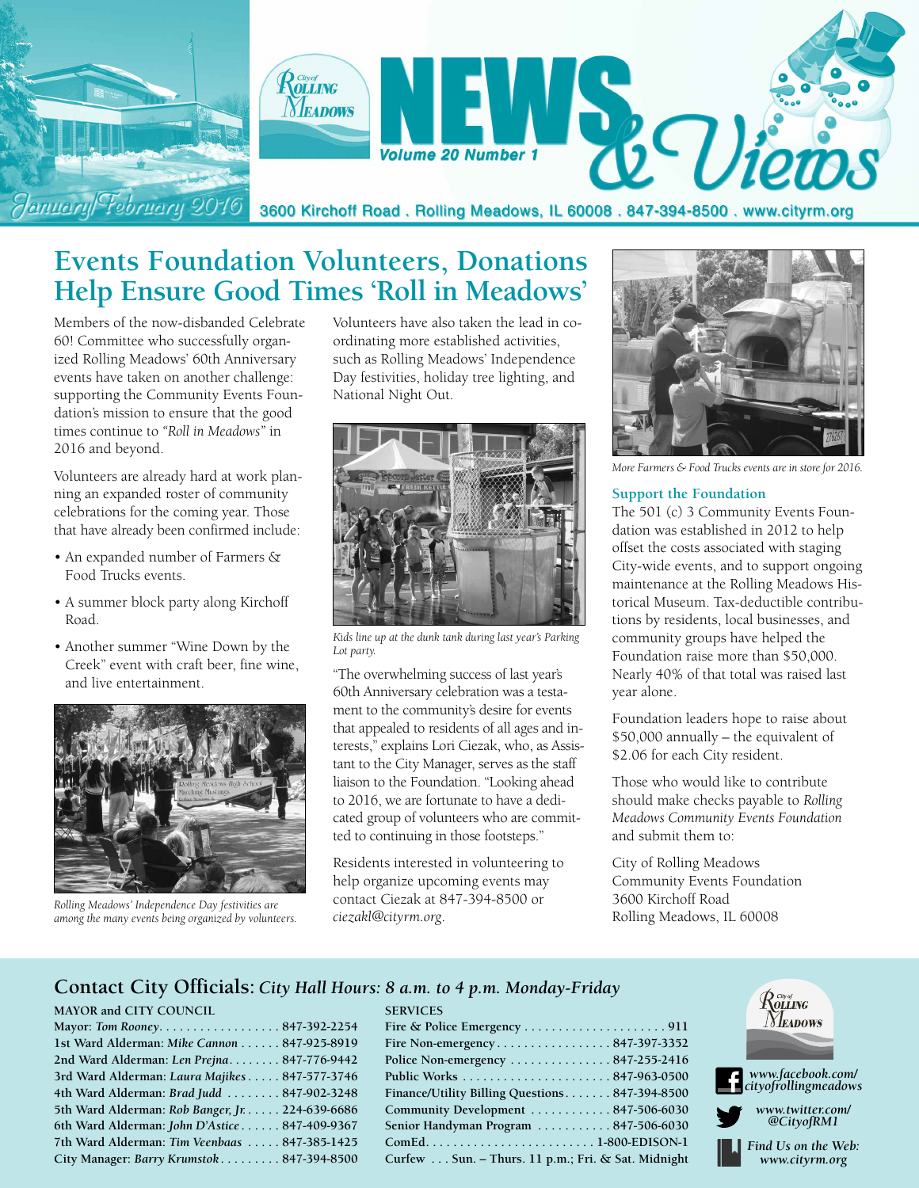# NEWS & Views

Volume 20 Number 1

January/February 2016

3600 Kirchoff Road . Rolling Meadows, IL 60008 . 847-394-8500 . www.cityrm.org

## Events Foundation Volunteers, Donations Help Ensure Good Times 'Roll in Meadows'

Members of the now-disbanded Celebrate 60! Committee who successfully organized Rolling Meadows' 60th Anniversary events have taken on another challenge: supporting the Community Events Foundation's mission to ensure that the good times continue to *"Roll in Meadows"* in 2016 and beyond.

Volunteers are already hard at work planning an expanded roster of community celebrations for the coming year. Those that have already been confirmed include:

- An expanded number of Farmers & Food Trucks events.
- A summer block party along Kirchoff Road.
- Another summer "Wine Down by the Creek" event with craft beer, fine wine, and live entertainment.

*Rolling Meadows' Independence Day festivities are among the many events being organized by volunteers.*

Volunteers have also taken the lead in coordinating more established activities, such as Rolling Meadows' Independence Day festivities, holiday tree lighting, and National Night Out.

*Kids line up at the dunk tank during last year's Parking Lot party.*

"The overwhelming success of last year's 60th Anniversary celebration was a testament to the community's desire for events that appealed to residents of all ages and interests," explains Lori Ciezak, who, as Assistant to the City Manager, serves as the staff liaison to the Foundation. "Looking ahead to 2016, we are fortunate to have a dedicated group of volunteers who are committed to continuing in those footsteps."

Residents interested in volunteering to help organize upcoming events may contact Ciezak at 847-394-8500 or *ciezakl@cityrm.org*.

*More Farmers & Food Trucks events are in store for 2016.*

### Support the Foundation

The 501 (c) 3 Community Events Foundation was established in 2012 to help offset the costs associated with staging City-wide events, and to support ongoing maintenance at the Rolling Meadows Historical Museum. Tax-deductible contributions by residents, local businesses, and community groups have helped the Foundation raise more than $50,000. Nearly 40% of that total was raised last year alone.

Foundation leaders hope to raise about $50,000 annually – the equivalent of $2.06 for each City resident.

Those who would like to contribute should make checks payable to *Rolling Meadows Community Events Foundation* and submit them to:

City of Rolling Meadows
Community Events Foundation
3600 Kirchoff Road
Rolling Meadows, IL 60008

## Contact City Officials: *City Hall Hours: 8 a.m. to 4 p.m. Monday-Friday*

**MAYOR and CITY COUNCIL**

| | |
|---|---|
| **Mayor:** *Tom Rooney* | 847-392-2254 |
| **1st Ward Alderman:** *Mike Cannon* | 847-925-8919 |
| **2nd Ward Alderman:** *Len Prejna* | 847-776-9442 |
| **3rd Ward Alderman:** *Laura Majikes* | 847-577-3746 |
| **4th Ward Alderman:** *Brad Judd* | 847-902-3248 |
| **5th Ward Alderman:** *Rob Banger, Jr.* | 224-639-6686 |
| **6th Ward Alderman:** *John D'Astice* | 847-409-9367 |
| **7th Ward Alderman:** *Tim Veenbaas* | 847-385-1425 |
| **City Manager:** *Barry Krumstok* | 847-394-8500 |

**SERVICES**

| | |
|---|---|
| **Fire & Police Emergency** | 911 |
| **Fire Non-emergency** | 847-397-3352 |
| **Police Non-emergency** | 847-255-2416 |
| **Public Works** | 847-963-0500 |
| **Finance/Utility Billing Questions** | 847-394-8500 |
| **Community Development** | 847-506-6030 |
| **Senior Handyman Program** | 847-506-6030 |
| **ComEd** | 1-800-EDISON-1 |
| **Curfew** | Sun. – Thurs. 11 p.m.; Fri. & Sat. Midnight |

www.facebook.com/cityofrollingmeadows

www.twitter.com/@CityofRM1

Find Us on the Web: www.cityrm.org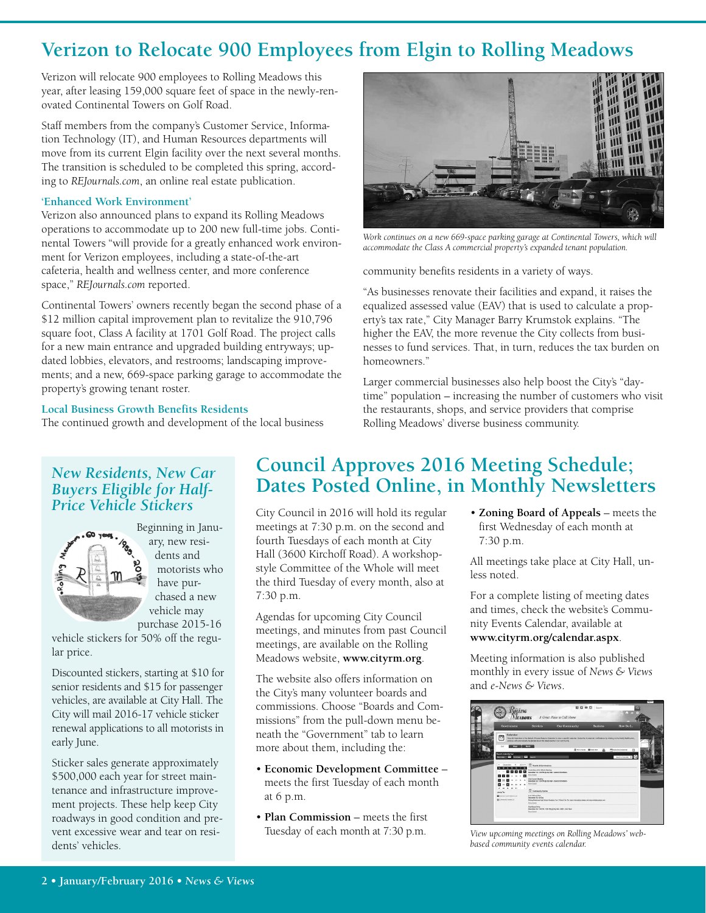# Verizon to Relocate 900 Employees from Elgin to Rolling Meadows

Verizon will relocate 900 employees to Rolling Meadows this year, after leasing 159,000 square feet of space in the newly-renovated Continental Towers on Golf Road.

Staff members from the company's Customer Service, Information Technology (IT), and Human Resources departments will move from its current Elgin facility over the next several months. The transition is scheduled to be completed this spring, according to *REJournals.com*, an online real estate publication.

### 'Enhanced Work Environment'

Verizon also announced plans to expand its Rolling Meadows operations to accommodate up to 200 new full-time jobs. Continental Towers "will provide for a greatly enhanced work environment for Verizon employees, including a state-of-the-art cafeteria, health and wellness center, and more conference space," *REJournals.com* reported.

Continental Towers' owners recently began the second phase of a $12 million capital improvement plan to revitalize the 910,796 square foot, Class A facility at 1701 Golf Road. The project calls for a new main entrance and upgraded building entryways; updated lobbies, elevators, and restrooms; landscaping improvements; and a new, 669-space parking garage to accommodate the property's growing tenant roster.

*Work continues on a new 669-space parking garage at Continental Towers, which will accommodate the Class A commercial property's expanded tenant population.*

### Local Business Growth Benefits Residents

The continued growth and development of the local business community benefits residents in a variety of ways.

"As businesses renovate their facilities and expand, it raises the equalized assessed value (EAV) that is used to calculate a property's tax rate," City Manager Barry Krumstok explains. "The higher the EAV, the more revenue the City collects from businesses to fund services. That, in turn, reduces the tax burden on homeowners."

Larger commercial businesses also help boost the City's "daytime" population – increasing the number of customers who visit the restaurants, shops, and service providers that comprise Rolling Meadows' diverse business community.

## *New Residents, New Car Buyers Eligible for Half-Price Vehicle Stickers*

Beginning in January, new residents and motorists who have purchased a new vehicle may purchase 2015-16 vehicle stickers for 50% off the regular price.

Discounted stickers, starting at $10 for senior residents and $15 for passenger vehicles, are available at City Hall. The City will mail 2016-17 vehicle sticker renewal applications to all motorists in early June.

Sticker sales generate approximately $500,000 each year for street maintenance and infrastructure improvement projects. These help keep City roadways in good condition and prevent excessive wear and tear on residents' vehicles.

# Council Approves 2016 Meeting Schedule; Dates Posted Online, in Monthly Newsletters

City Council in 2016 will hold its regular meetings at 7:30 p.m. on the second and fourth Tuesdays of each month at City Hall (3600 Kirchoff Road). A workshop-style Committee of the Whole will meet the third Tuesday of every month, also at 7:30 p.m.

Agendas for upcoming City Council meetings, and minutes from past Council meetings, are available on the Rolling Meadows website, **www.cityrm.org**.

The website also offers information on the City's many volunteer boards and commissions. Choose "Boards and Commissions" from the pull-down menu beneath the "Government" tab to learn more about them, including the:

- **Economic Development Committee** – meets the first Tuesday of each month at 6 p.m.
- **Plan Commission** – meets the first Tuesday of each month at 7:30 p.m.
- **Zoning Board of Appeals** – meets the first Wednesday of each month at 7:30 p.m.

All meetings take place at City Hall, unless noted.

For a complete listing of meeting dates and times, check the website's Community Events Calendar, available at **www.cityrm.org/calendar.aspx**.

Meeting information is also published monthly in every issue of *News & Views* and *e-News & Views*.

*View upcoming meetings on Rolling Meadows' web-based community events calendar.*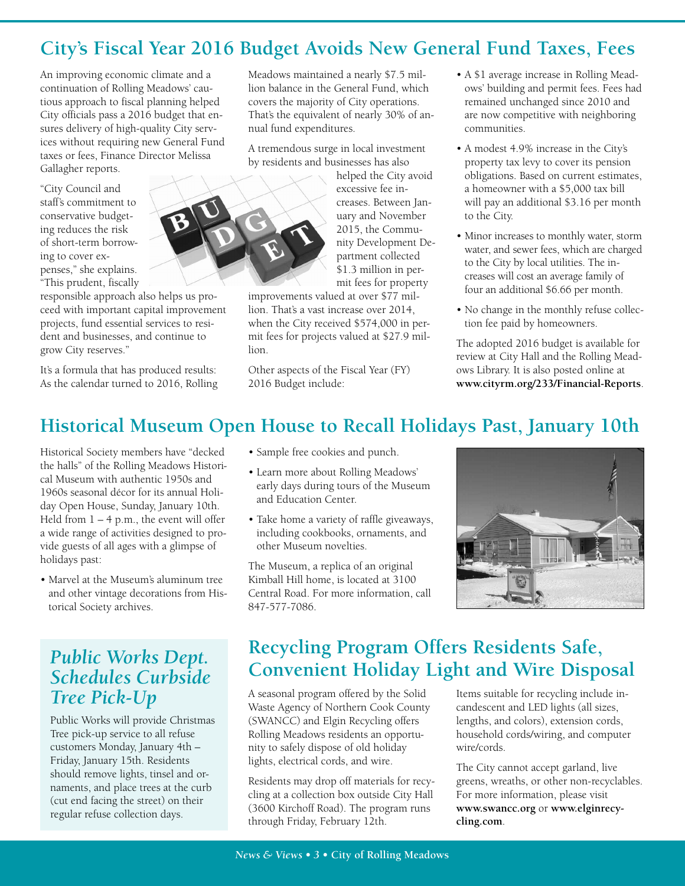## City's Fiscal Year 2016 Budget Avoids New General Fund Taxes, Fees

An improving economic climate and a continuation of Rolling Meadows' cautious approach to fiscal planning helped City officials pass a 2016 budget that ensures delivery of high-quality City services without requiring new General Fund taxes or fees, Finance Director Melissa Gallagher reports.

"City Council and staff's commitment to conservative budgeting reduces the risk of short-term borrowing to cover expenses," she explains. "This prudent, fiscally responsible approach also helps us proceed with important capital improvement projects, fund essential services to resident and businesses, and continue to grow City reserves."

It's a formula that has produced results: As the calendar turned to 2016, Rolling Meadows maintained a nearly $7.5 million balance in the General Fund, which covers the majority of City operations. That's the equivalent of nearly 30% of annual fund expenditures.

A tremendous surge in local investment by residents and businesses has also helped the City avoid excessive fee increases. Between January and November 2015, the Community Development Department collected $1.3 million in permit fees for property improvements valued at over $77 million. That's a vast increase over 2014, when the City received $574,000 in permit fees for projects valued at $27.9 million.

Other aspects of the Fiscal Year (FY) 2016 Budget include:

- A $1 average increase in Rolling Meadows' building and permit fees. Fees had remained unchanged since 2010 and are now competitive with neighboring communities.
- A modest 4.9% increase in the City's property tax levy to cover its pension obligations. Based on current estimates, a homeowner with a $5,000 tax bill will pay an additional $3.16 per month to the City.
- Minor increases to monthly water, storm water, and sewer fees, which are charged to the City by local utilities. The increases will cost an average family of four an additional $6.66 per month.
- No change in the monthly refuse collection fee paid by homeowners.

The adopted 2016 budget is available for review at City Hall and the Rolling Meadows Library. It is also posted online at **www.cityrm.org/233/Financial-Reports**.

## Historical Museum Open House to Recall Holidays Past, January 10th

Historical Society members have "decked the halls" of the Rolling Meadows Historical Museum with authentic 1950s and 1960s seasonal décor for its annual Holiday Open House, Sunday, January 10th. Held from 1 – 4 p.m., the event will offer a wide range of activities designed to provide guests of all ages with a glimpse of holidays past:

- Marvel at the Museum's aluminum tree and other vintage decorations from Historical Society archives.
- Sample free cookies and punch.
- Learn more about Rolling Meadows' early days during tours of the Museum and Education Center.
- Take home a variety of raffle giveaways, including cookbooks, ornaments, and other Museum novelties.

The Museum, a replica of an original Kimball Hill home, is located at 3100 Central Road. For more information, call 847-577-7086.

## *Public Works Dept. Schedules Curbside Tree Pick-Up*

Public Works will provide Christmas Tree pick-up service to all refuse customers Monday, January 4th – Friday, January 15th. Residents should remove lights, tinsel and ornaments, and place trees at the curb (cut end facing the street) on their regular refuse collection days.

## Recycling Program Offers Residents Safe, Convenient Holiday Light and Wire Disposal

A seasonal program offered by the Solid Waste Agency of Northern Cook County (SWANCC) and Elgin Recycling offers Rolling Meadows residents an opportunity to safely dispose of old holiday lights, electrical cords, and wire.

Residents may drop off materials for recycling at a collection box outside City Hall (3600 Kirchoff Road). The program runs through Friday, February 12th.

Items suitable for recycling include incandescent and LED lights (all sizes, lengths, and colors), extension cords, household cords/wiring, and computer wire/cords.

The City cannot accept garland, live greens, wreaths, or other non-recyclables. For more information, please visit **www.swancc.org** or **www.elginrecycling.com**.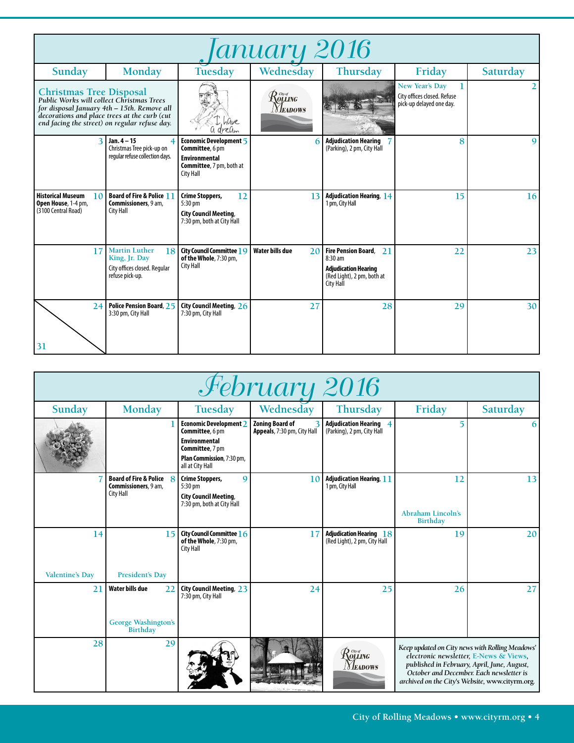# January 2016

| Sunday | Monday | Tuesday | Wednesday | Thursday | Friday | Saturday |
|---|---|---|---|---|---|---|
| **Christmas Tree Disposal** *Public Works will collect Christmas Trees for disposal January 4th – 15th. Remove all decorations and place trees at the curb (cut end facing the street) on regular refuse day.* | | | | | 1 New Year's Day City offices closed. Refuse pick-up delayed one day. | 2 |
| 3 | 4 **Jan. 4 – 15** Christmas Tree pick-up on regular refuse collection days. | 5 **Economic Development Committee**, 6 pm **Environmental Committee**, 7 pm, both at City Hall | 6 | 7 **Adjudication Hearing** (Parking), 2 pm, City Hall | 8 | 9 |
| 10 **Historical Museum Open House**, 1-4 pm, (3100 Central Road) | 11 **Board of Fire & Police Commissioners**, 9 am, City Hall | 12 **Crime Stoppers**, 5:30 pm **City Council Meeting**, 7:30 pm, both at City Hall | 13 | 14 **Adjudication Hearing**, 1 pm, City Hall | 15 | 16 |
| 17 | 18 Martin Luther King, Jr. Day City offices closed. Regular refuse pick-up. | 19 **City Council Committee of the Whole**, 7:30 pm, City Hall | 20 **Water bills due** | 21 **Fire Pension Board**, 8:30 am **Adjudication Hearing** (Red Light), 2 pm, both at City Hall | 22 | 23 |
| 24 / 31 | 25 **Police Pension Board**, 3:30 pm, City Hall | 26 **City Council Meeting**, 7:30 pm, City Hall | 27 | 28 | 29 | 30 |

# February 2016

| Sunday | Monday | Tuesday | Wednesday | Thursday | Friday | Saturday |
|---|---|---|---|---|---|---|
| | 1 | 2 **Economic Development Committee**, 6 pm **Environmental Committee**, 7 pm **Plan Commission**, 7:30 pm, all at City Hall | 3 **Zoning Board of Appeals**, 7:30 pm, City Hall | 4 **Adjudication Hearing** (Parking), 2 pm, City Hall | 5 | 6 |
| 7 | 8 **Board of Fire & Police Commissioners**, 9 am, City Hall | 9 **Crime Stoppers**, 5:30 pm **City Council Meeting**, 7:30 pm, both at City Hall | 10 | 11 **Adjudication Hearing**, 1 pm, City Hall | 12 Abraham Lincoln's Birthday | 13 |
| 14 Valentine's Day | 15 President's Day | 16 **City Council Committee of the Whole**, 7:30 pm, City Hall | 17 | 18 **Adjudication Hearing** (Red Light), 2 pm, City Hall | 19 | 20 |
| 21 | 22 **Water bills due** George Washington's Birthday | 23 **City Council Meeting**, 7:30 pm, City Hall | 24 | 25 | 26 | 27 |
| 28 | 29 | | | | *Keep updated on City news with Rolling Meadows' electronic newsletter, E-News & Views, published in February, April, June, August, October and December. Each newsletter is archived on the City's Website, www.cityrm.org.* | |

City of Rolling Meadows • www.cityrm.org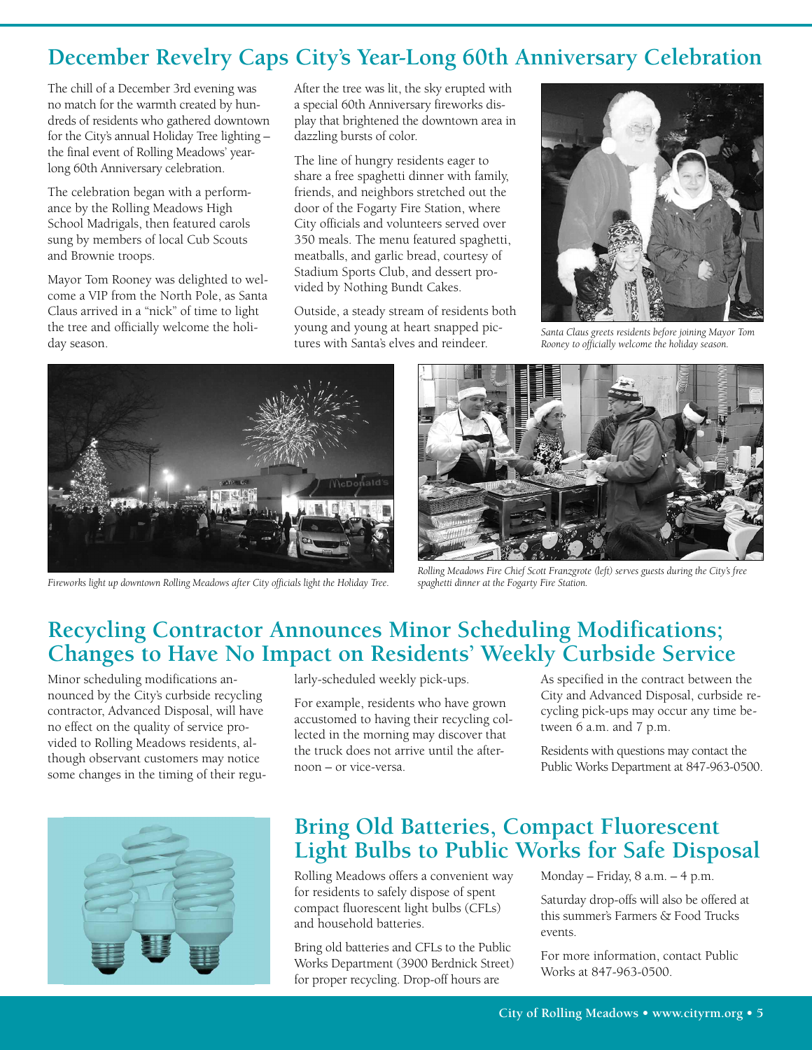## December Revelry Caps City's Year-Long 60th Anniversary Celebration

The chill of a December 3rd evening was no match for the warmth created by hundreds of residents who gathered downtown for the City's annual Holiday Tree lighting – the final event of Rolling Meadows' year-long 60th Anniversary celebration.

The celebration began with a performance by the Rolling Meadows High School Madrigals, then featured carols sung by members of local Cub Scouts and Brownie troops.

Mayor Tom Rooney was delighted to welcome a VIP from the North Pole, as Santa Claus arrived in a "nick" of time to light the tree and officially welcome the holiday season.

After the tree was lit, the sky erupted with a special 60th Anniversary fireworks display that brightened the downtown area in dazzling bursts of color.

The line of hungry residents eager to share a free spaghetti dinner with family, friends, and neighbors stretched out the door of the Fogarty Fire Station, where City officials and volunteers served over 350 meals. The menu featured spaghetti, meatballs, and garlic bread, courtesy of Stadium Sports Club, and dessert provided by Nothing Bundt Cakes.

Outside, a steady stream of residents both young and young at heart snapped pictures with Santa's elves and reindeer.

*Santa Claus greets residents before joining Mayor Tom Rooney to officially welcome the holiday season.*

*Fireworks light up downtown Rolling Meadows after City officials light the Holiday Tree.*

*Rolling Meadows Fire Chief Scott Franzgrote (left) serves guests during the City's free spaghetti dinner at the Fogarty Fire Station.*

## Recycling Contractor Announces Minor Scheduling Modifications; Changes to Have No Impact on Residents' Weekly Curbside Service

Minor scheduling modifications announced by the City's curbside recycling contractor, Advanced Disposal, will have no effect on the quality of service provided to Rolling Meadows residents, although observant customers may notice some changes in the timing of their regularly-scheduled weekly pick-ups.

For example, residents who have grown accustomed to having their recycling collected in the morning may discover that the truck does not arrive until the afternoon – or vice-versa.

As specified in the contract between the City and Advanced Disposal, curbside recycling pick-ups may occur any time between 6 a.m. and 7 p.m.

Residents with questions may contact the Public Works Department at 847-963-0500.

## Bring Old Batteries, Compact Fluorescent Light Bulbs to Public Works for Safe Disposal

Rolling Meadows offers a convenient way for residents to safely dispose of spent compact fluorescent light bulbs (CFLs) and household batteries.

Bring old batteries and CFLs to the Public Works Department (3900 Berdnick Street) for proper recycling. Drop-off hours are Monday – Friday, 8 a.m. – 4 p.m.

Saturday drop-offs will also be offered at this summer's Farmers & Food Trucks events.

For more information, contact Public Works at 847-963-0500.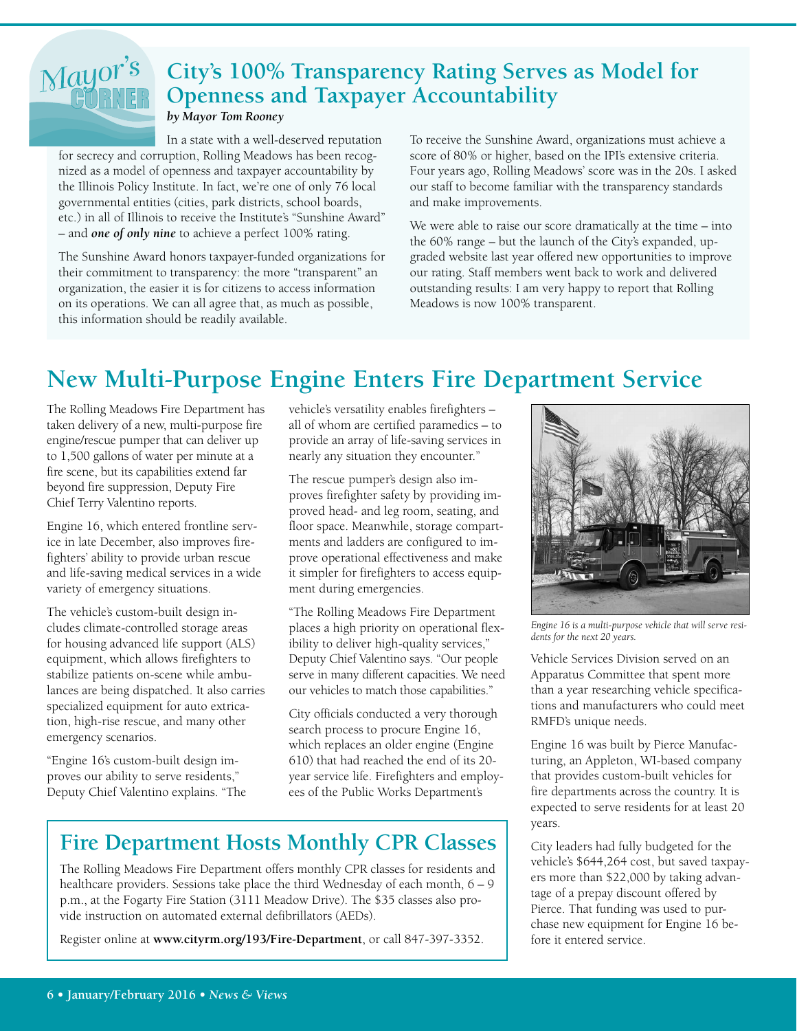Mayor's CORNER

## City's 100% Transparency Rating Serves as Model for Openness and Taxpayer Accountability

***by Mayor Tom Rooney***

In a state with a well-deserved reputation for secrecy and corruption, Rolling Meadows has been recognized as a model of openness and taxpayer accountability by the Illinois Policy Institute. In fact, we're one of only 76 local governmental entities (cities, park districts, school boards, etc.) in all of Illinois to receive the Institute's "Sunshine Award" – and ***one of only nine*** to achieve a perfect 100% rating.

The Sunshine Award honors taxpayer-funded organizations for their commitment to transparency: the more "transparent" an organization, the easier it is for citizens to access information on its operations. We can all agree that, as much as possible, this information should be readily available.

To receive the Sunshine Award, organizations must achieve a score of 80% or higher, based on the IPI's extensive criteria. Four years ago, Rolling Meadows' score was in the 20s. I asked our staff to become familiar with the transparency standards and make improvements.

We were able to raise our score dramatically at the time – into the 60% range – but the launch of the City's expanded, upgraded website last year offered new opportunities to improve our rating. Staff members went back to work and delivered outstanding results: I am very happy to report that Rolling Meadows is now 100% transparent.

## New Multi-Purpose Engine Enters Fire Department Service

The Rolling Meadows Fire Department has taken delivery of a new, multi-purpose fire engine/rescue pumper that can deliver up to 1,500 gallons of water per minute at a fire scene, but its capabilities extend far beyond fire suppression, Deputy Fire Chief Terry Valentino reports.

Engine 16, which entered frontline service in late December, also improves firefighters' ability to provide urban rescue and life-saving medical services in a wide variety of emergency situations.

The vehicle's custom-built design includes climate-controlled storage areas for housing advanced life support (ALS) equipment, which allows firefighters to stabilize patients on-scene while ambulances are being dispatched. It also carries specialized equipment for auto extrication, high-rise rescue, and many other emergency scenarios.

"Engine 16's custom-built design improves our ability to serve residents," Deputy Chief Valentino explains. "The vehicle's versatility enables firefighters – all of whom are certified paramedics – to provide an array of life-saving services in nearly any situation they encounter."

The rescue pumper's design also improves firefighter safety by providing improved head- and leg room, seating, and floor space. Meanwhile, storage compartments and ladders are configured to improve operational effectiveness and make it simpler for firefighters to access equipment during emergencies.

"The Rolling Meadows Fire Department places a high priority on operational flexibility to deliver high-quality services," Deputy Chief Valentino says. "Our people serve in many different capacities. We need our vehicles to match those capabilities."

City officials conducted a very thorough search process to procure Engine 16, which replaces an older engine (Engine 610) that had reached the end of its 20-year service life. Firefighters and employees of the Public Works Department's Vehicle Services Division served on an Apparatus Committee that spent more than a year researching vehicle specifications and manufacturers who could meet RMFD's unique needs.

*Engine 16 is a multi-purpose vehicle that will serve residents for the next 20 years.*

Engine 16 was built by Pierce Manufacturing, an Appleton, WI-based company that provides custom-built vehicles for fire departments across the country. It is expected to serve residents for at least 20 years.

City leaders had fully budgeted for the vehicle's $644,264 cost, but saved taxpayers more than $22,000 by taking advantage of a prepay discount offered by Pierce. That funding was used to purchase new equipment for Engine 16 before it entered service.

## Fire Department Hosts Monthly CPR Classes

The Rolling Meadows Fire Department offers monthly CPR classes for residents and healthcare providers. Sessions take place the third Wednesday of each month, 6 – 9 p.m., at the Fogarty Fire Station (3111 Meadow Drive). The $35 classes also provide instruction on automated external defibrillators (AEDs).

Register online at **www.cityrm.org/193/Fire-Department**, or call 847-397-3352.